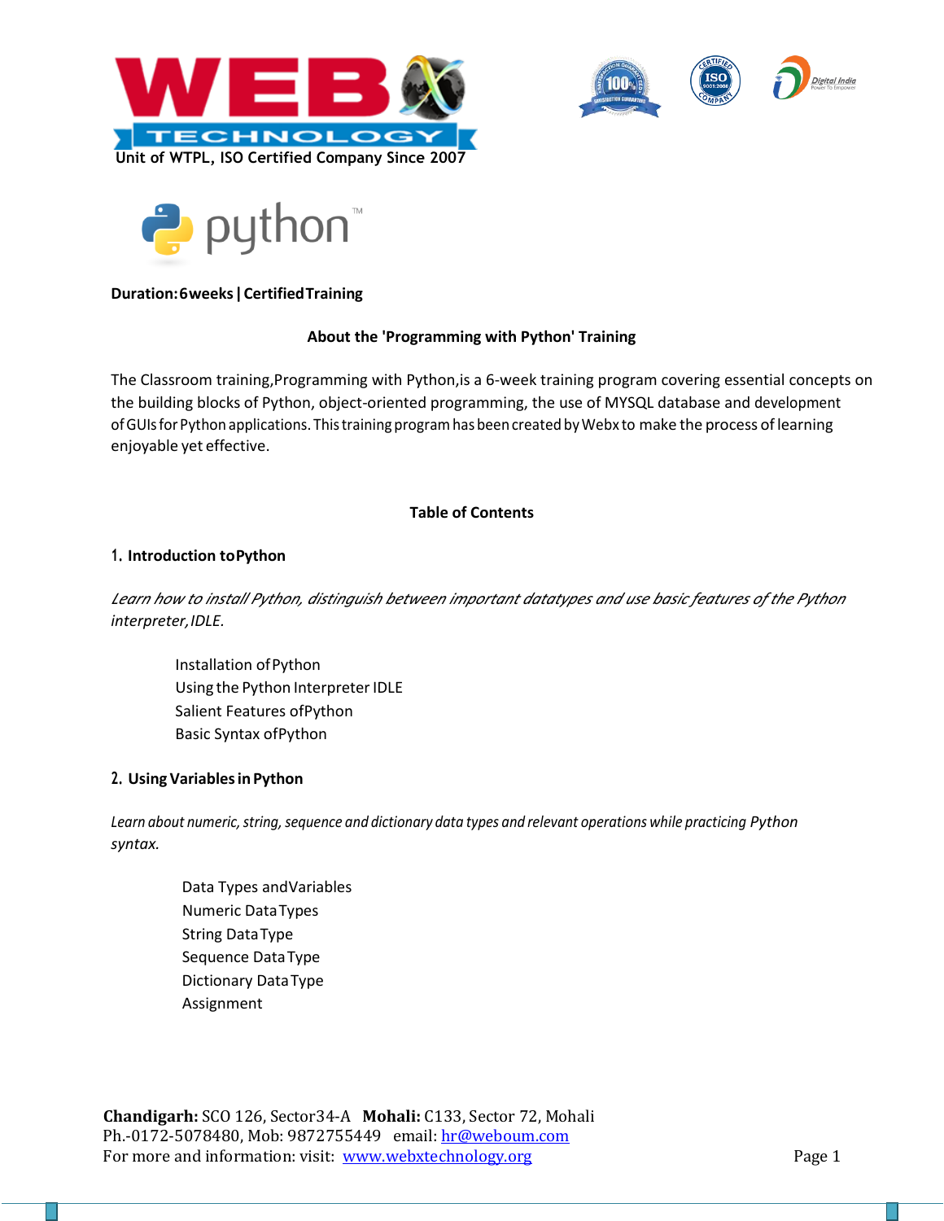Unit of WTPL, ISO Certified Company Since 2007

**Duration: 6 weeks | Certified Training**

## About the 'Programming with Python' Training

The Classroom training, Programming with Python, is a 6-week training program covering essential concepts on the building blocks of Python, object-oriented programming, the use of MYSQL database and development of GUIs for Python applications. This training program has been created by Webx to make the process of learning enjoyable yet effective.

## Table of Contents

### 1. Introduction to Python

*Learn how to install Python, distinguish between important datatypes and use basic features of the Python interpreter, IDLE.*

- Installation of Python
- Using the Python Interpreter IDLE
- Salient Features of Python
- Basic Syntax of Python

### 2. Using Variables in Python

*Learn about numeric, string, sequence and dictionary data types and relevant operations while practicing Python syntax.*

- Data Types and Variables
- Numeric Data Types
- String Data Type
- Sequence Data Type
- Dictionary Data Type
- Assignment

**Chandigarh:** SCO 126, Sector34-A **Mohali:** C133, Sector 72, Mohali
Ph.-0172-5078480, Mob: 9872755449 email: hr@weboum.com
For more and information: visit: www.webxtechnology.org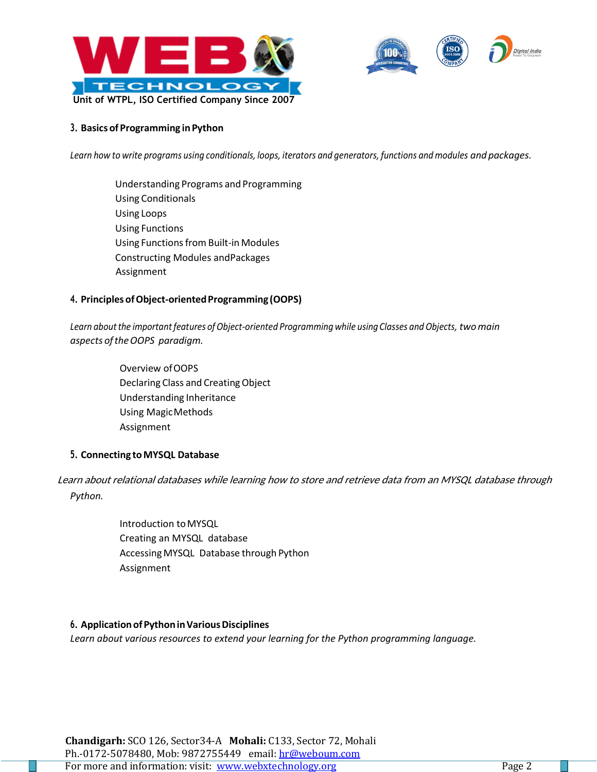### 3. Basics of Programming in Python

*Learn how to write programs using conditionals, loops, iterators and generators, functions and modules and packages.*

- Understanding Programs and Programming
- Using Conditionals
- Using Loops
- Using Functions
- Using Functions from Built-in Modules
- Constructing Modules andPackages
- Assignment

### 4. Principles of Object-oriented Programming (OOPS)

*Learn about the important features of Object-oriented Programming while using Classes and Objects, two main aspects of the OOPS paradigm.*

- Overview of OOPS
- Declaring Class and Creating Object
- Understanding Inheritance
- Using Magic Methods
- Assignment

### 5. Connecting to MYSQL Database

*Learn about relational databases while learning how to store and retrieve data from an MYSQL database through Python.*

- Introduction to MYSQL
- Creating an MYSQL database
- Accessing MYSQL Database through Python
- Assignment

### 6. Application of Python in Various Disciplines

*Learn about various resources to extend your learning for the Python programming language.*